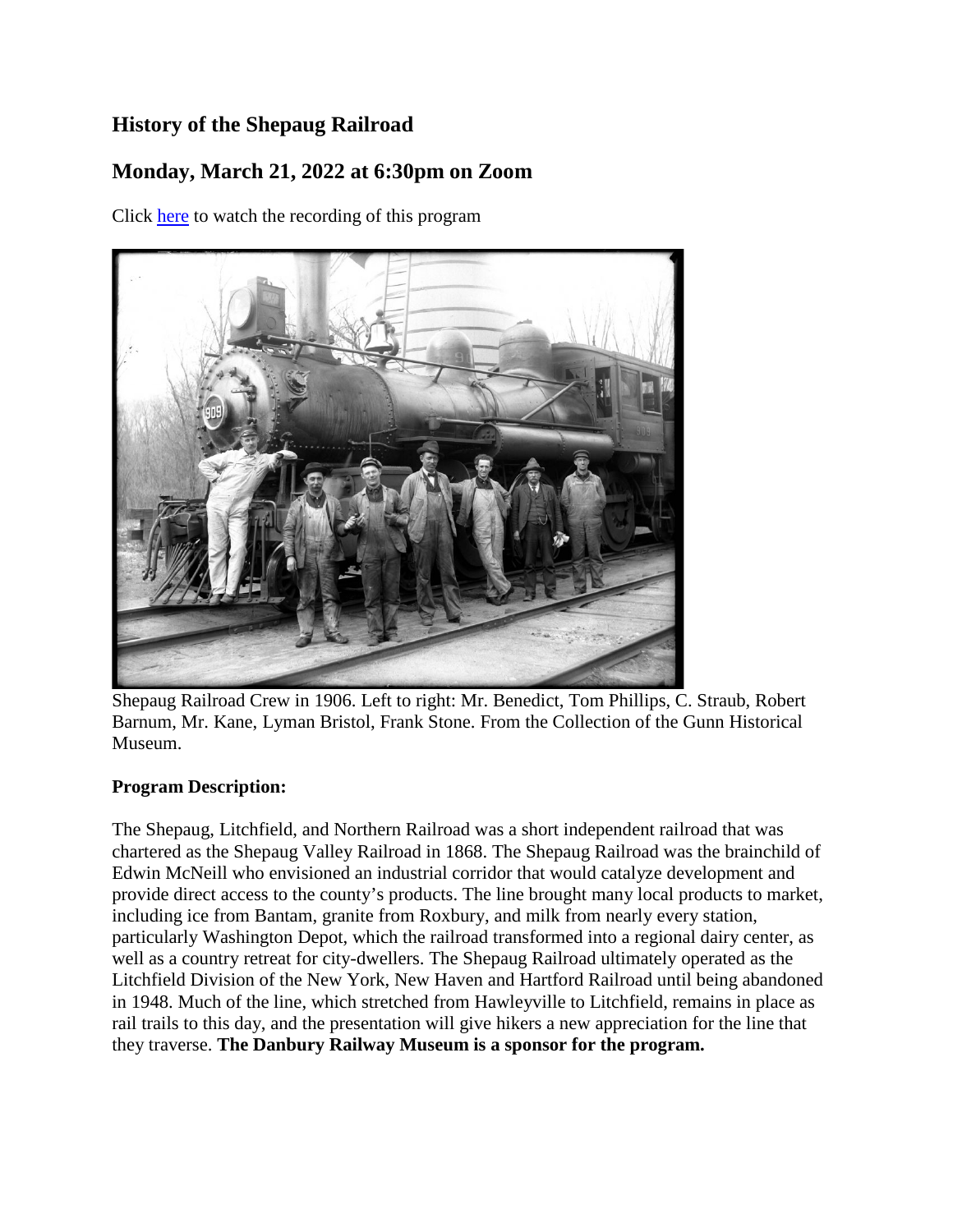## History of the Shepaug Railroad

## Monday, March 21, 2022 at 6:30pm on Zoom

Click here to watch the recording of this program

Shepaug Railroad Crew in 1906. Left to right: Mr. Benedict, Tom Phillips, C. Straub, Robert Barnum, Mr. Kane, Lyman Bristol, Frank Stone. From the Collection of the Gunn Historical Museum.

**Program Description:**

The Shepaug, Litchfield, and Northern Railroad was a short independent railroad that was chartered as the Shepaug Valley Railroad in 1868. The Shepaug Railroad was the brainchild of Edwin McNeill who envisioned an industrial corridor that would catalyze development and provide direct access to the county's products. The line brought many local products to market, including ice from Bantam, granite from Roxbury, and milk from nearly every station, particularly Washington Depot, which the railroad transformed into a regional dairy center, as well as a country retreat for city-dwellers. The Shepaug Railroad ultimately operated as the Litchfield Division of the New York, New Haven and Hartford Railroad until being abandoned in 1948. Much of the line, which stretched from Hawleyville to Litchfield, remains in place as rail trails to this day, and the presentation will give hikers a new appreciation for the line that they traverse. **The Danbury Railway Museum is a sponsor for the program.**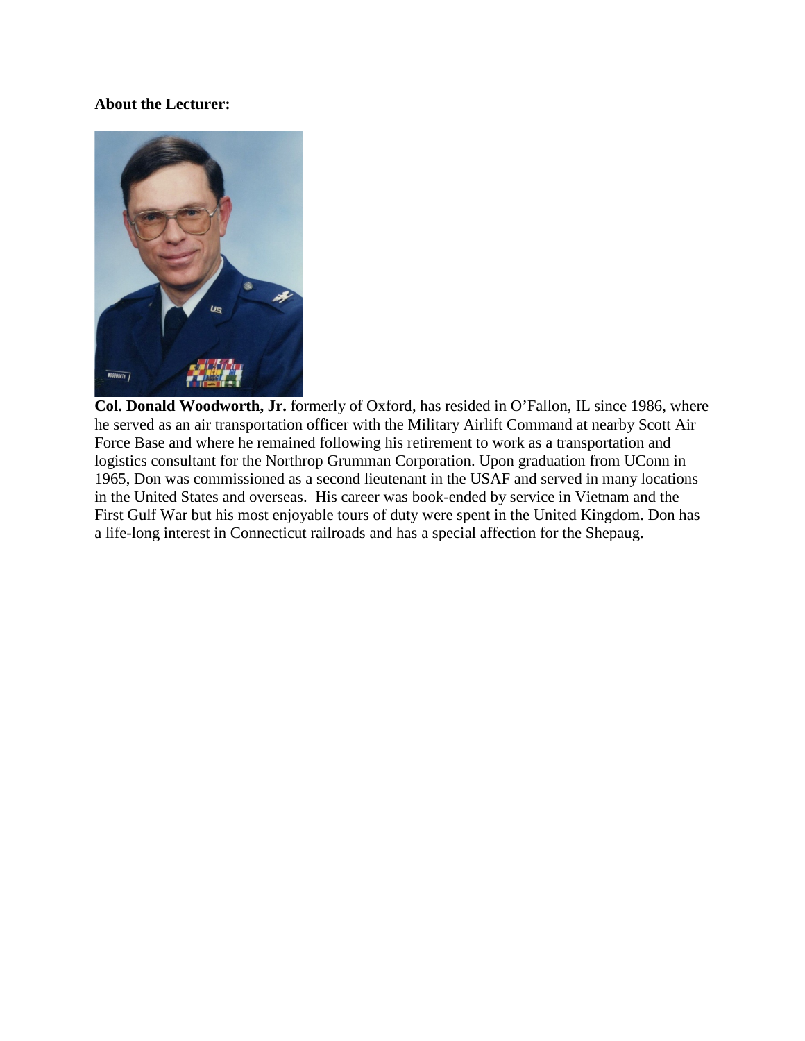**About the Lecturer:**

**Col. Donald Woodworth, Jr.** formerly of Oxford, has resided in O'Fallon, IL since 1986, where he served as an air transportation officer with the Military Airlift Command at nearby Scott Air Force Base and where he remained following his retirement to work as a transportation and logistics consultant for the Northrop Grumman Corporation. Upon graduation from UConn in 1965, Don was commissioned as a second lieutenant in the USAF and served in many locations in the United States and overseas. His career was book-ended by service in Vietnam and the First Gulf War but his most enjoyable tours of duty were spent in the United Kingdom. Don has a life-long interest in Connecticut railroads and has a special affection for the Shepaug.